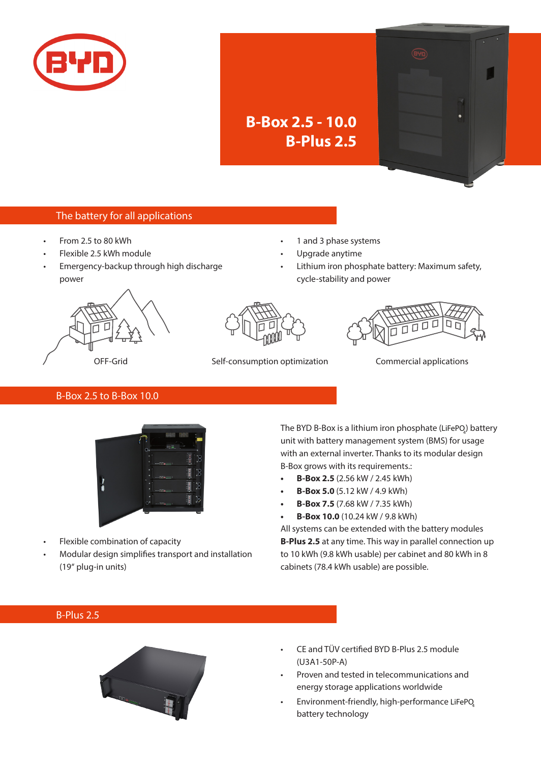# B-Box 2.5 - 10.0
# B-Plus 2.5

## The battery for all applications

- From 2.5 to 80 kWh
- Flexible 2.5 kWh module
- Emergency-backup through high discharge power
- 1 and 3 phase systems
- Upgrade anytime
- Lithium iron phosphate battery: Maximum safety, cycle-stability and power

OFF-Grid

Self-consumption optimization

Commercial applications

## B-Box 2.5 to B-Box 10.0

- Flexible combination of capacity
- Modular design simplifies transport and installation (19" plug-in units)

The BYD B-Box is a lithium iron phosphate ($LiFePO_4$) battery unit with battery management system (BMS) for usage with an external inverter. Thanks to its modular design B-Box grows with its requirements.:

- **B-Box 2.5** (2.56 kW / 2.45 kWh)
- **B-Box 5.0** (5.12 kW / 4.9 kWh)
- **B-Box 7.5** (7.68 kW / 7.35 kWh)
- **B-Box 10.0** (10.24 kW / 9.8 kWh)

All systems can be extended with the battery modules **B-Plus 2.5** at any time. This way in parallel connection up to 10 kWh (9.8 kWh usable) per cabinet and 80 kWh in 8 cabinets (78.4 kWh usable) are possible.

## B-Plus 2.5

- CE and TÜV certified BYD B-Plus 2.5 module (U3A1-50P-A)
- Proven and tested in telecommunications and energy storage applications worldwide
- Environment-friendly, high-performance $LiFePO_4$ battery technology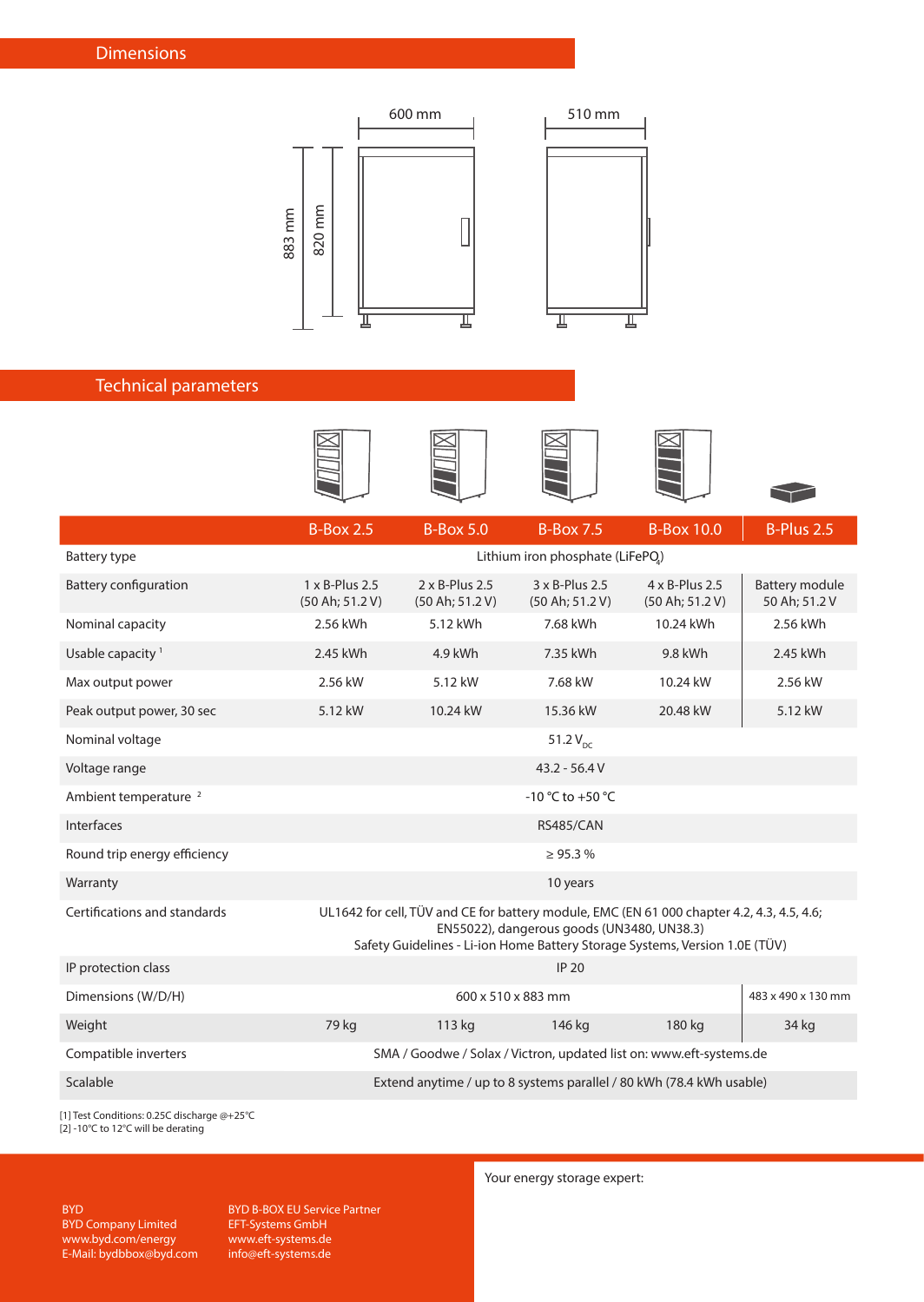## Dimensions

600 mm

510 mm

883 mm

820 mm

## Technical parameters

| | B-Box 2.5 | B-Box 5.0 | B-Box 7.5 | B-Box 10.0 | B-Plus 2.5 |
|---|---|---|---|---|---|
| Battery type | Lithium iron phosphate ($LiFePO_4$) | | | | |
| Battery configuration | 1 x B-Plus 2.5 (50 Ah; 51.2 V) | 2 x B-Plus 2.5 (50 Ah; 51.2 V) | 3 x B-Plus 2.5 (50 Ah; 51.2 V) | 4 x B-Plus 2.5 (50 Ah; 51.2 V) | Battery module 50 Ah; 51.2 V |
| Nominal capacity | 2.56 kWh | 5.12 kWh | 7.68 kWh | 10.24 kWh | 2.56 kWh |
| Usable capacity [1] | 2.45 kWh | 4.9 kWh | 7.35 kWh | 9.8 kWh | 2.45 kWh |
| Max output power | 2.56 kW | 5.12 kW | 7.68 kW | 10.24 kW | 2.56 kW |
| Peak output power, 30 sec | 5.12 kW | 10.24 kW | 15.36 kW | 20.48 kW | 5.12 kW |
| Nominal voltage | 51.2 $V_{DC}$ | | | | |
| Voltage range | 43.2 - 56.4 V | | | | |
| Ambient temperature [2] | -10 °C to +50 °C | | | | |
| Interfaces | RS485/CAN | | | | |
| Round trip energy efficiency | ≥ 95.3 % | | | | |
| Warranty | 10 years | | | | |
| Certifications and standards | UL1642 for cell, TÜV and CE for battery module, EMC (EN 61 000 chapter 4.2, 4.3, 4.5, 4.6; EN55022), dangerous goods (UN3480, UN38.3) Safety Guidelines - Li-ion Home Battery Storage Systems, Version 1.0E (TÜV) | | | | |
| IP protection class | IP 20 | | | | |
| Dimensions (W/D/H) | 600 x 510 x 883 mm | | | | 483 x 490 x 130 mm |
| Weight | 79 kg | 113 kg | 146 kg | 180 kg | 34 kg |
| Compatible inverters | SMA / Goodwe / Solax / Victron, updated list on: www.eft-systems.de | | | | |
| Scalable | Extend anytime / up to 8 systems parallel / 80 kWh (78.4 kWh usable) | | | | |

[1] Test Conditions: 0.25C discharge @+25°C
[2] -10°C to 12°C will be derating

BYD
BYD Company Limited
www.byd.com/energy
E-Mail: bydbbox@byd.com

BYD B-BOX EU Service Partner
EFT-Systems GmbH
www.eft-systems.de
info@eft-systems.de

Your energy storage expert: